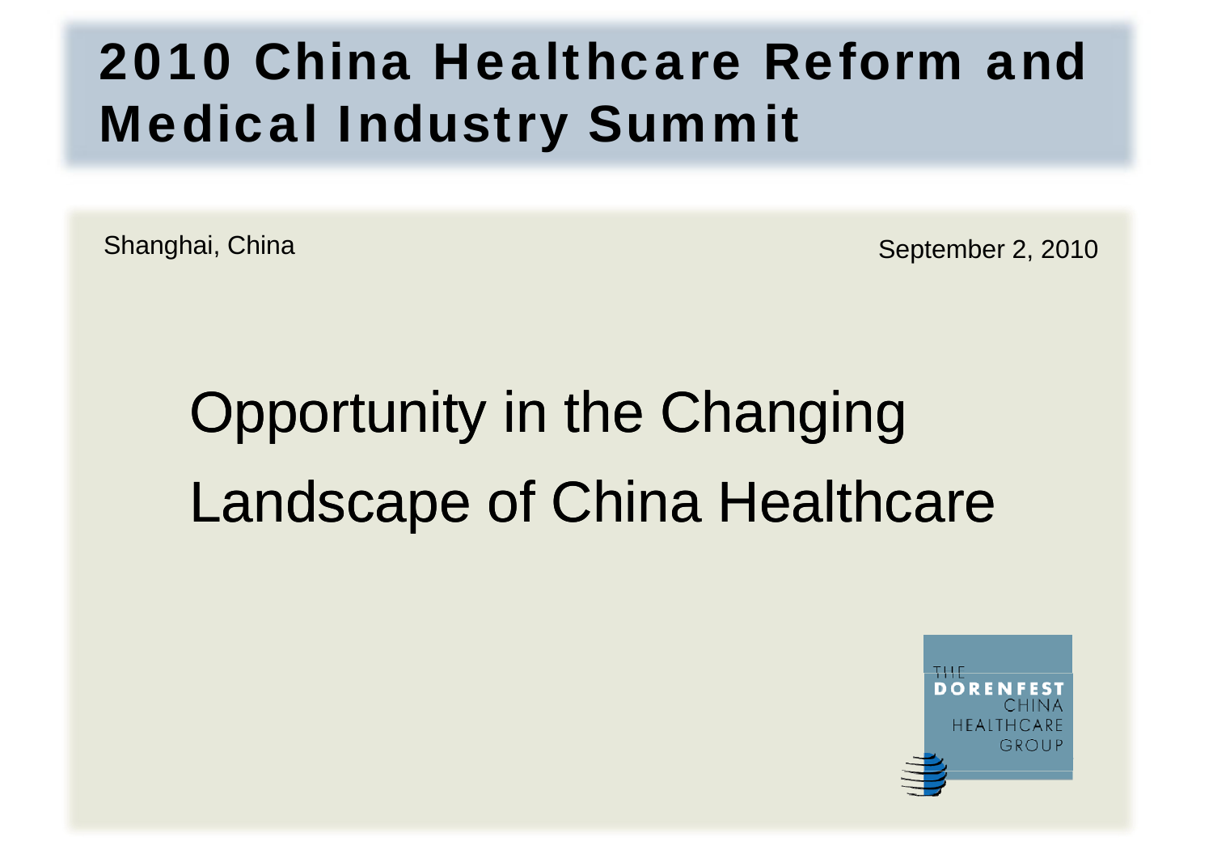# 2010 China Healthcare Reform and Medical Industry Summit

Shanghai, China

September 2, 2010

## Opportunity in the Changing Landscape of China Healthcare

THE DORENFEST CHINA HEALTHCARE GROUP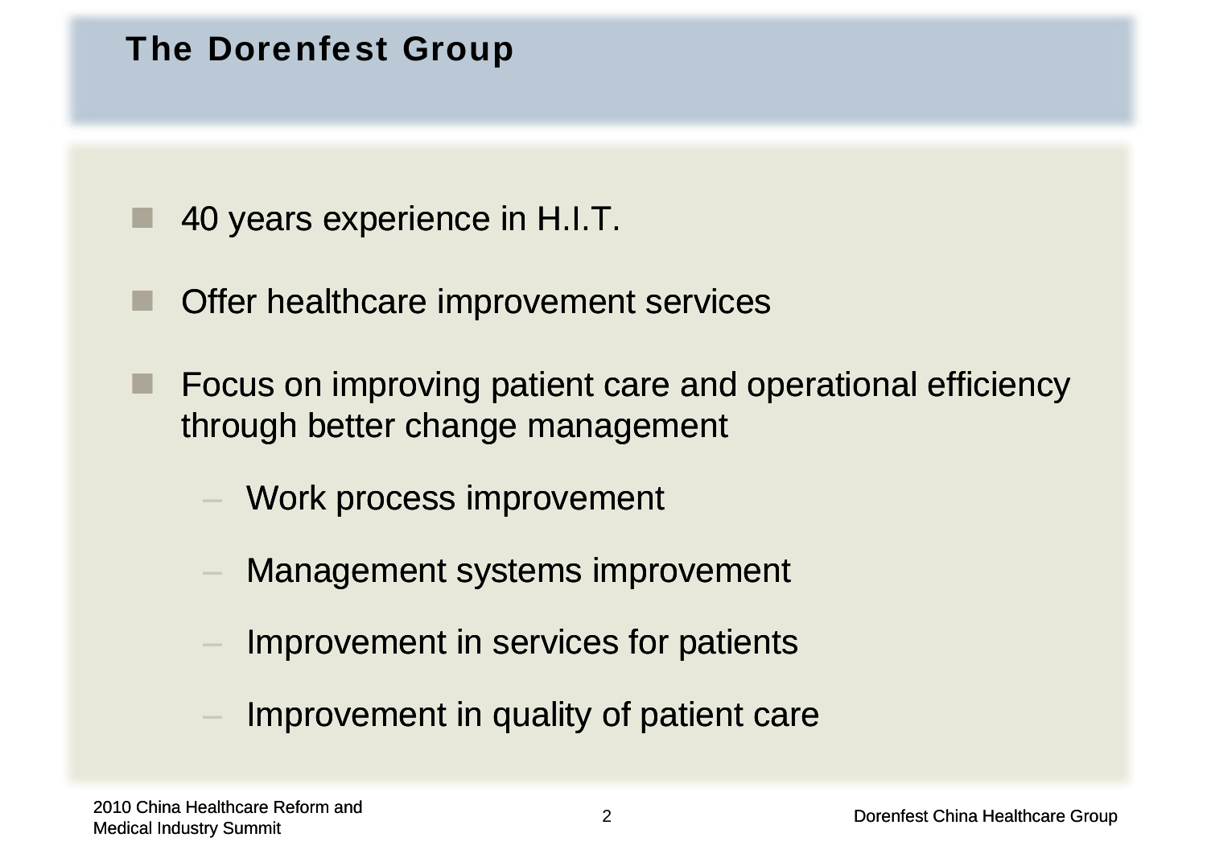# The Dorenfest Group

- 40 years experience in H.I.T.
- Offer healthcare improvement services
- Focus on improving patient care and operational efficiency through better change management
  - Work process improvement
  - Management systems improvement
  - Improvement in services for patients
  - Improvement in quality of patient care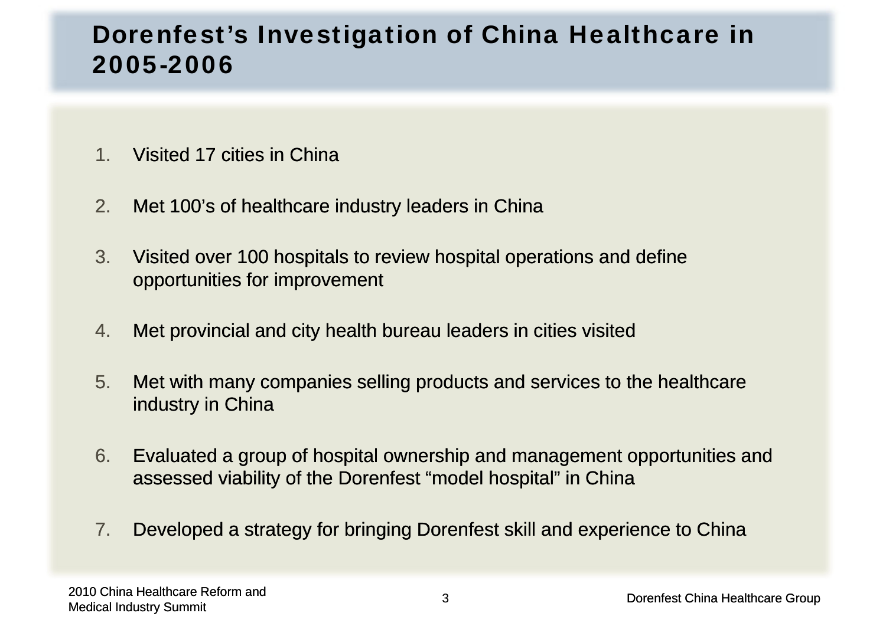# Dorenfest's Investigation of China Healthcare in 2005-2006

1. Visited 17 cities in China
2. Met 100's of healthcare industry leaders in China
3. Visited over 100 hospitals to review hospital operations and define opportunities for improvement
4. Met provincial and city health bureau leaders in cities visited
5. Met with many companies selling products and services to the healthcare industry in China
6. Evaluated a group of hospital ownership and management opportunities and assessed viability of the Dorenfest "model hospital" in China
7. Developed a strategy for bringing Dorenfest skill and experience to China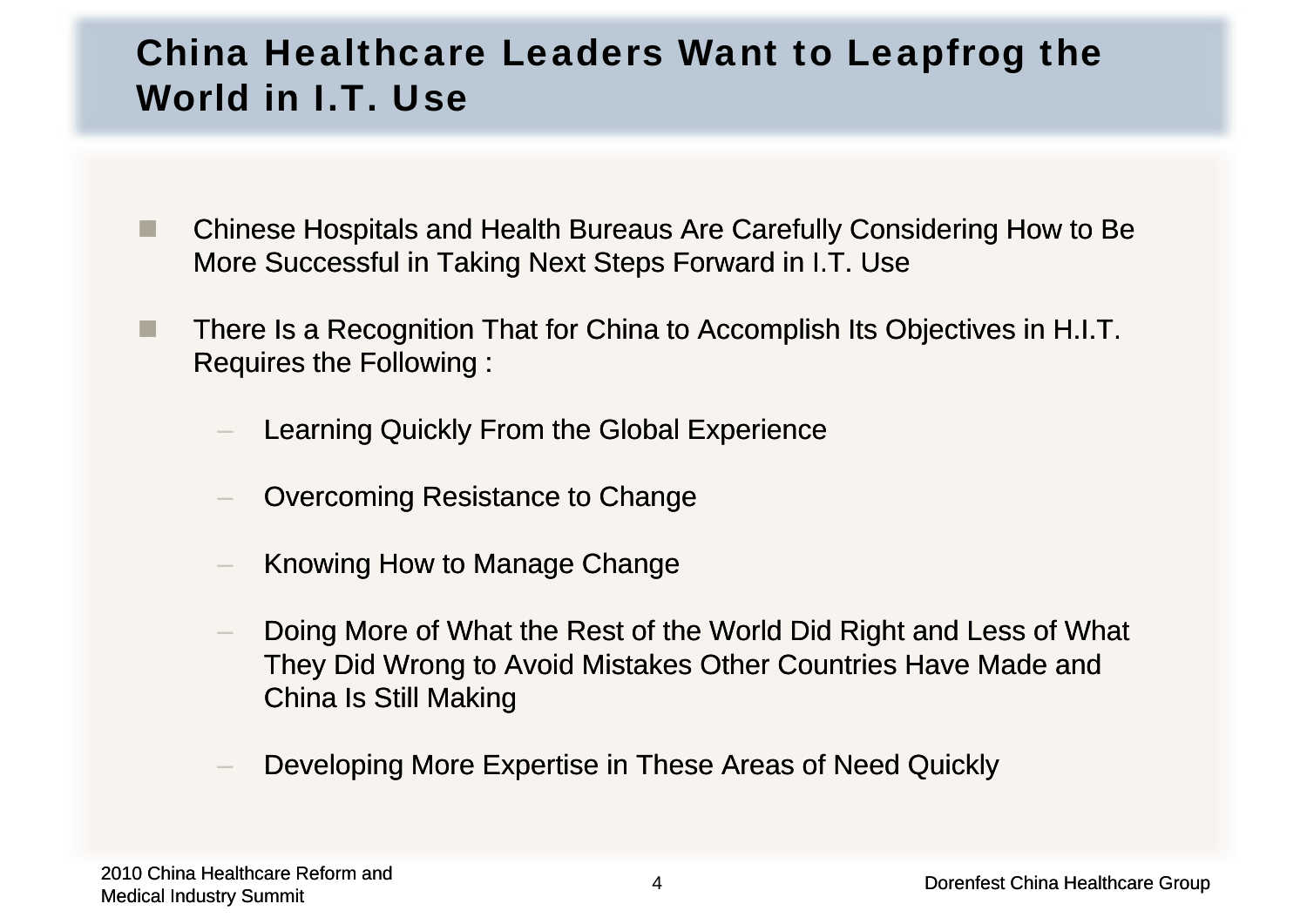# China Healthcare Leaders Want to Leapfrog the World in I.T. Use

- Chinese Hospitals and Health Bureaus Are Carefully Considering How to Be More Successful in Taking Next Steps Forward in I.T. Use
- There Is a Recognition That for China to Accomplish Its Objectives in H.I.T. Requires the Following :
  - Learning Quickly From the Global Experience
  - Overcoming Resistance to Change
  - Knowing How to Manage Change
  - Doing More of What the Rest of the World Did Right and Less of What They Did Wrong to Avoid Mistakes Other Countries Have Made and China Is Still Making
  - Developing More Expertise in These Areas of Need Quickly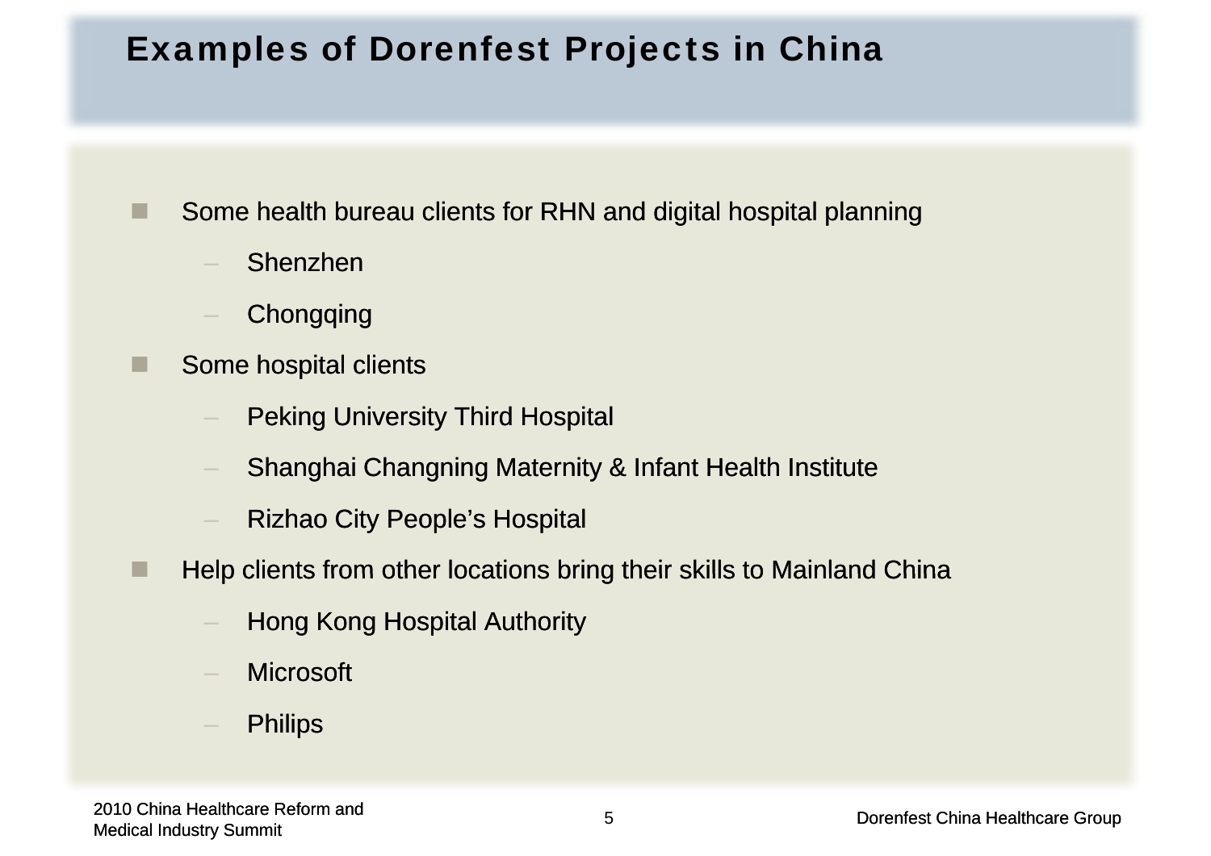# Examples of Dorenfest Projects in China

- Some health bureau clients for RHN and digital hospital planning
  - Shenzhen
  - Chongqing
- Some hospital clients
  - Peking University Third Hospital
  - Shanghai Changning Maternity & Infant Health Institute
  - Rizhao City People’s Hospital
- Help clients from other locations bring their skills to Mainland China
  - Hong Kong Hospital Authority
  - Microsoft
  - Philips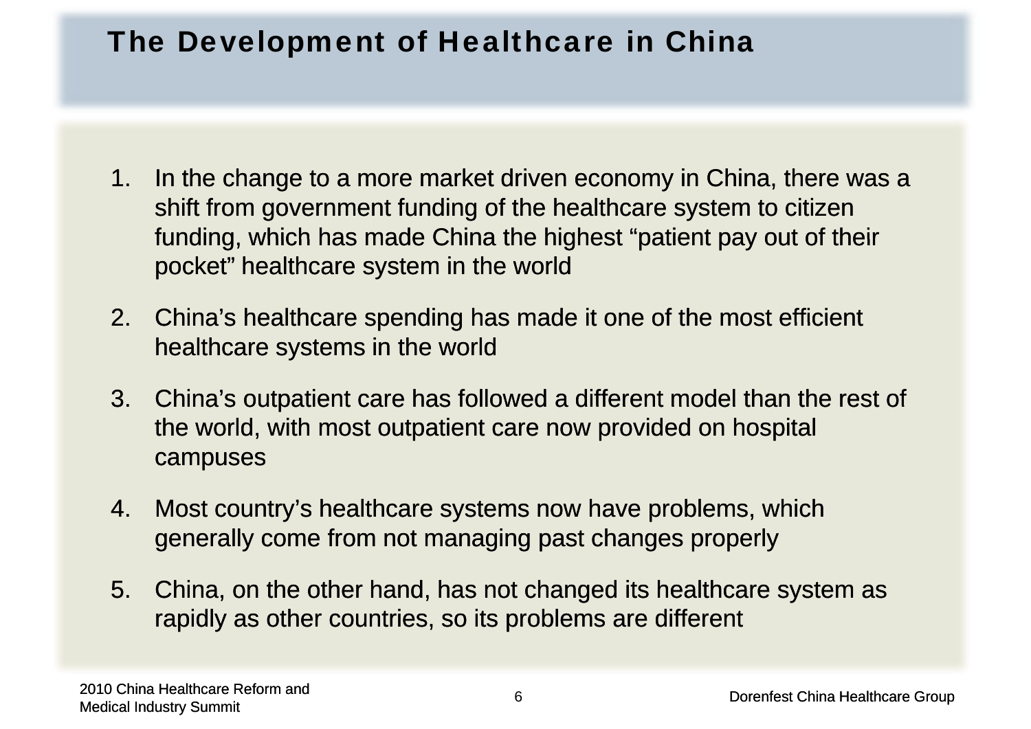# The Development of Healthcare in China

1. In the change to a more market driven economy in China, there was a shift from government funding of the healthcare system to citizen funding, which has made China the highest “patient pay out of their pocket” healthcare system in the world

2. China’s healthcare spending has made it one of the most efficient healthcare systems in the world

3. China’s outpatient care has followed a different model than the rest of the world, with most outpatient care now provided on hospital campuses

4. Most country’s healthcare systems now have problems, which generally come from not managing past changes properly

5. China, on the other hand, has not changed its healthcare system as rapidly as other countries, so its problems are different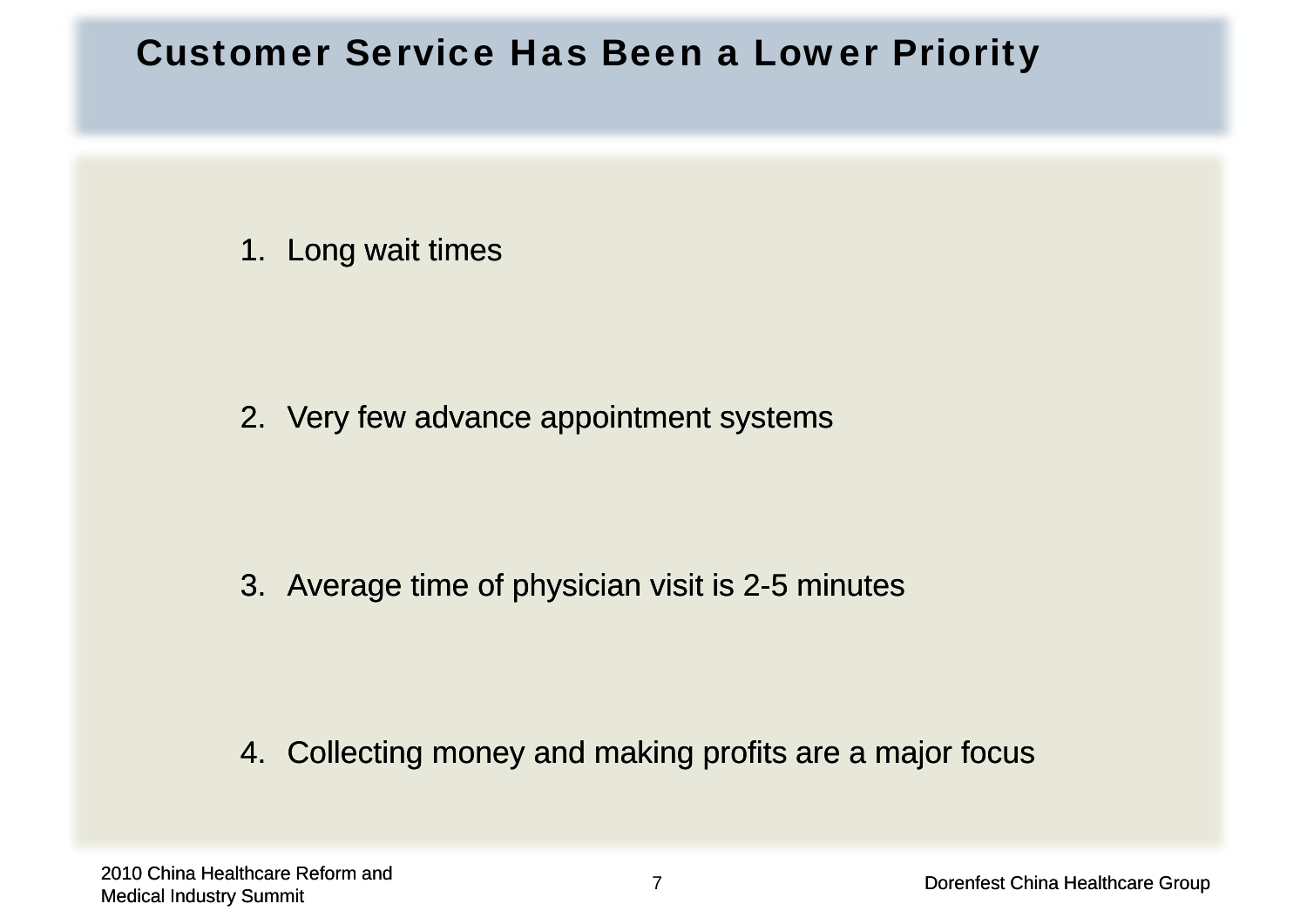# Customer Service Has Been a Lower Priority

1. Long wait times
2. Very few advance appointment systems
3. Average time of physician visit is 2-5 minutes
4. Collecting money and making profits are a major focus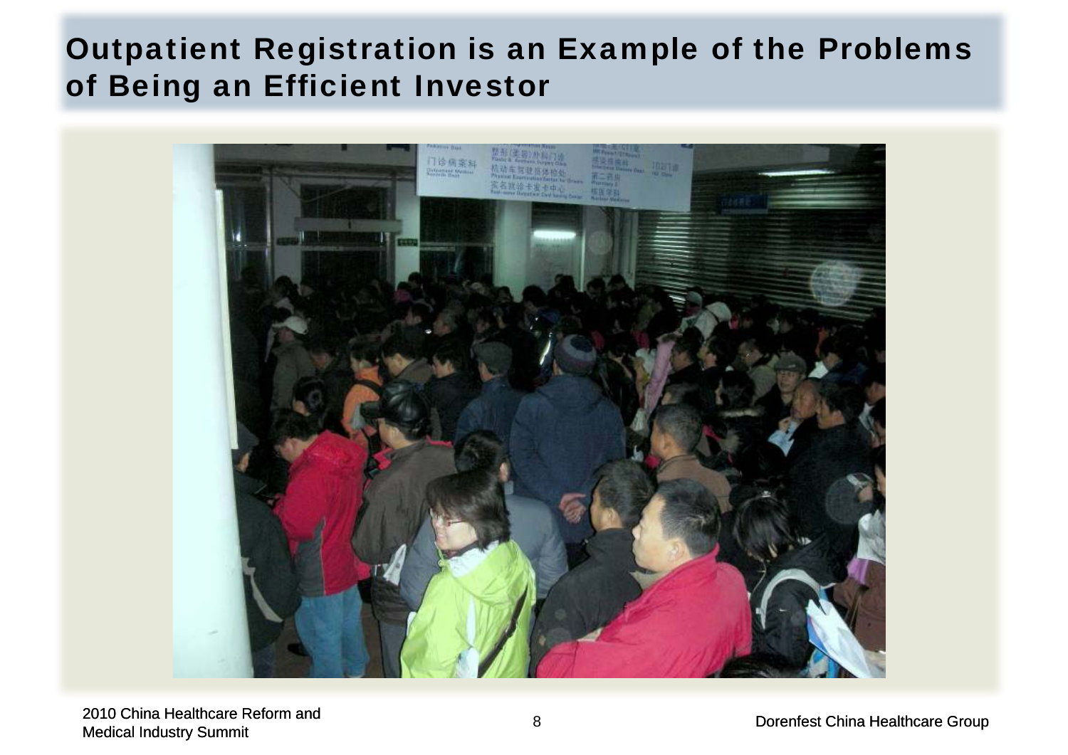# Outpatient Registration is an Example of the Problems of Being an Efficient Investor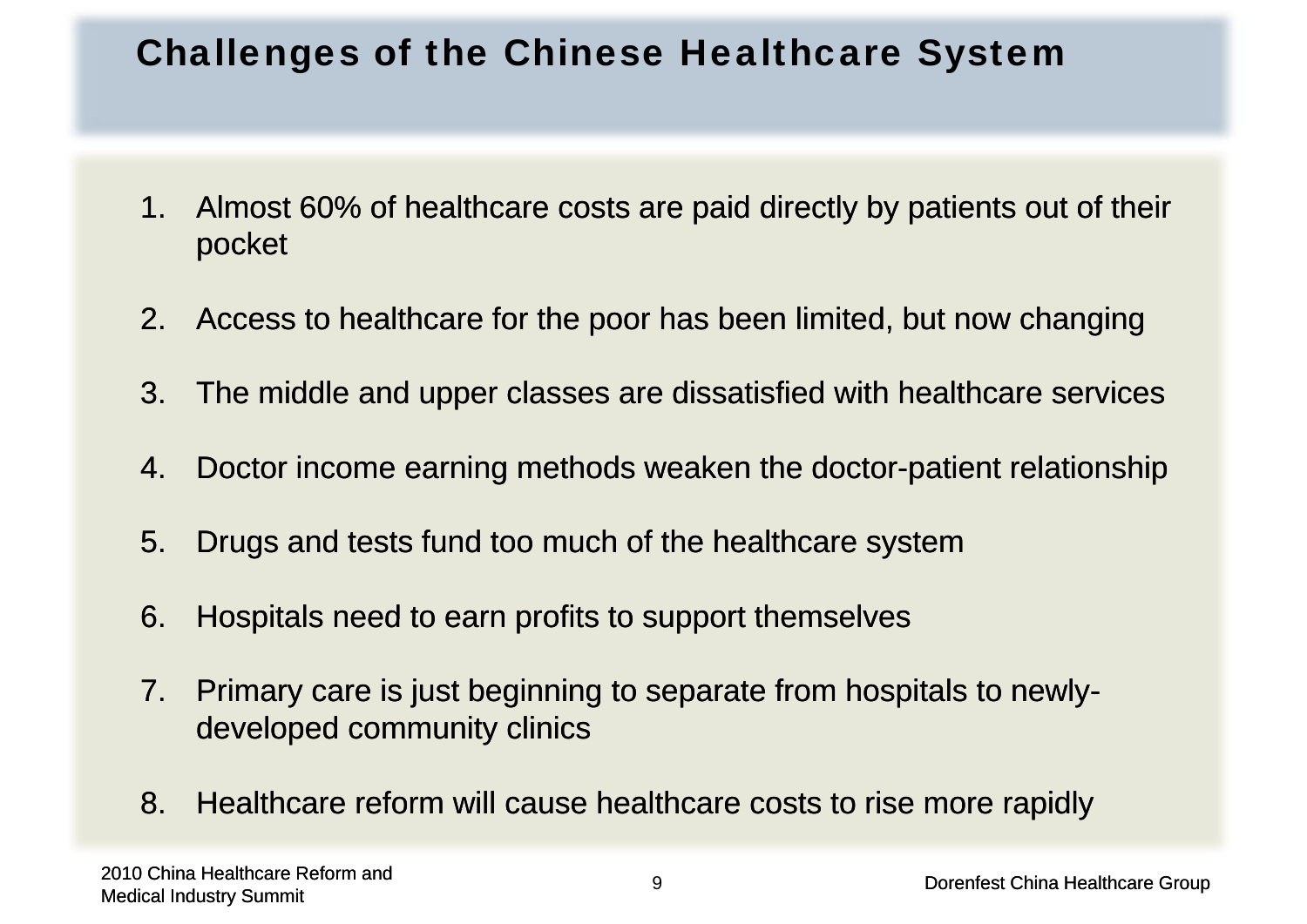# Challenges of the Chinese Healthcare System

1. Almost 60% of healthcare costs are paid directly by patients out of their pocket

2. Access to healthcare for the poor has been limited, but now changing

3. The middle and upper classes are dissatisfied with healthcare services

4. Doctor income earning methods weaken the doctor-patient relationship

5. Drugs and tests fund too much of the healthcare system

6. Hospitals need to earn profits to support themselves

7. Primary care is just beginning to separate from hospitals to newly-developed community clinics

8. Healthcare reform will cause healthcare costs to rise more rapidly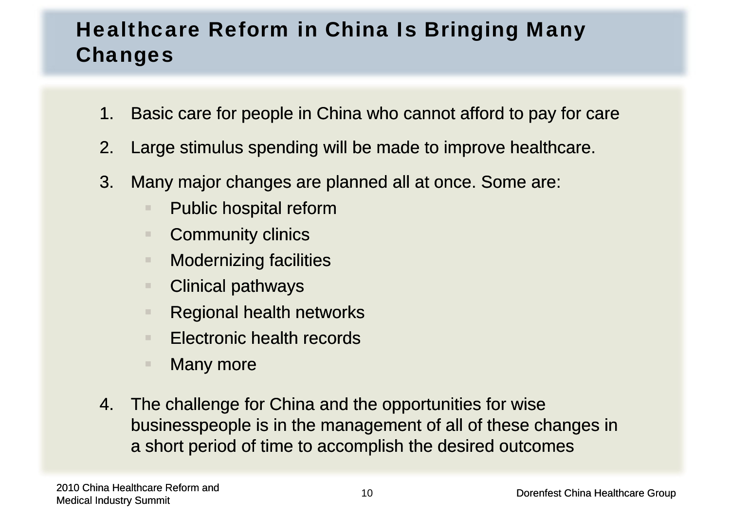# Healthcare Reform in China Is Bringing Many Changes

1. Basic care for people in China who cannot afford to pay for care
2. Large stimulus spending will be made to improve healthcare.
3. Many major changes are planned all at once. Some are:
   - Public hospital reform
   - Community clinics
   - Modernizing facilities
   - Clinical pathways
   - Regional health networks
   - Electronic health records
   - Many more
4. The challenge for China and the opportunities for wise businesspeople is in the management of all of these changes in a short period of time to accomplish the desired outcomes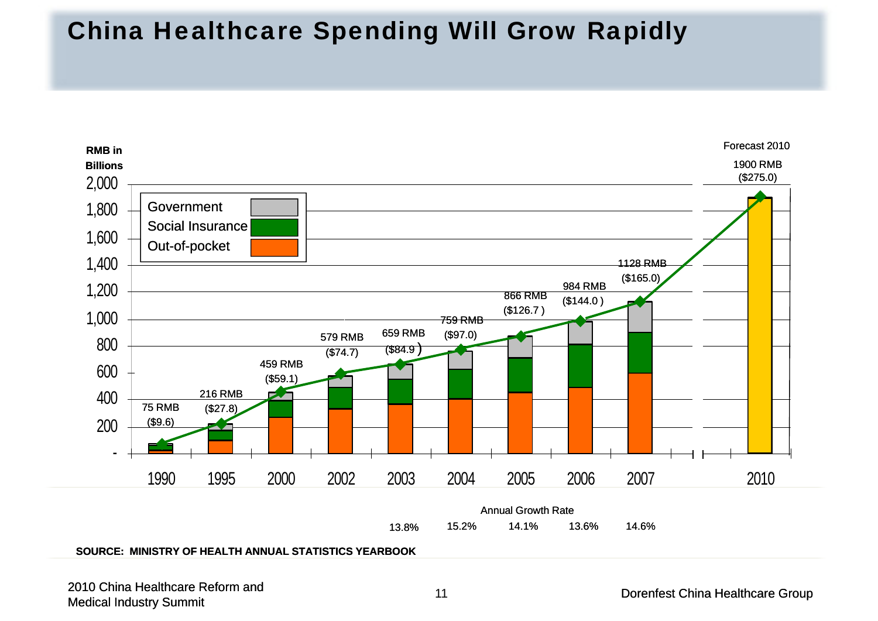# China Healthcare Spending Will Grow Rapidly

RMB in Billions

| Year | Total (RMB) | USD |
|---|---|---|
| 1990 | 75 RMB | ($9.6) |
| 1995 | 216 RMB | ($27.8) |
| 2000 | 459 RMB | ($59.1) |
| 2002 | 579 RMB | ($74.7) |
| 2003 | 659 RMB | ($84.9) |
| 2004 | 759 RMB | ($97.0) |
| 2005 | 866 RMB | ($126.7) |
| 2006 | 984 RMB | ($144.0) |
| 2007 | 1128 RMB | ($165.0) |
| 2010 (Forecast) | 1900 RMB | ($275.0) |

Legend: Government, Social Insurance, Out-of-pocket

Annual Growth Rate

| 2003 | 2004 | 2005 | 2006 | 2007 |
|---|---|---|---|---|
| 13.8% | 15.2% | 14.1% | 13.6% | 14.6% |

**SOURCE: MINISTRY OF HEALTH ANNUAL STATISTICS YEARBOOK**

2010 China Healthcare Reform and Medical Industry Summit

Dorenfest China Healthcare Group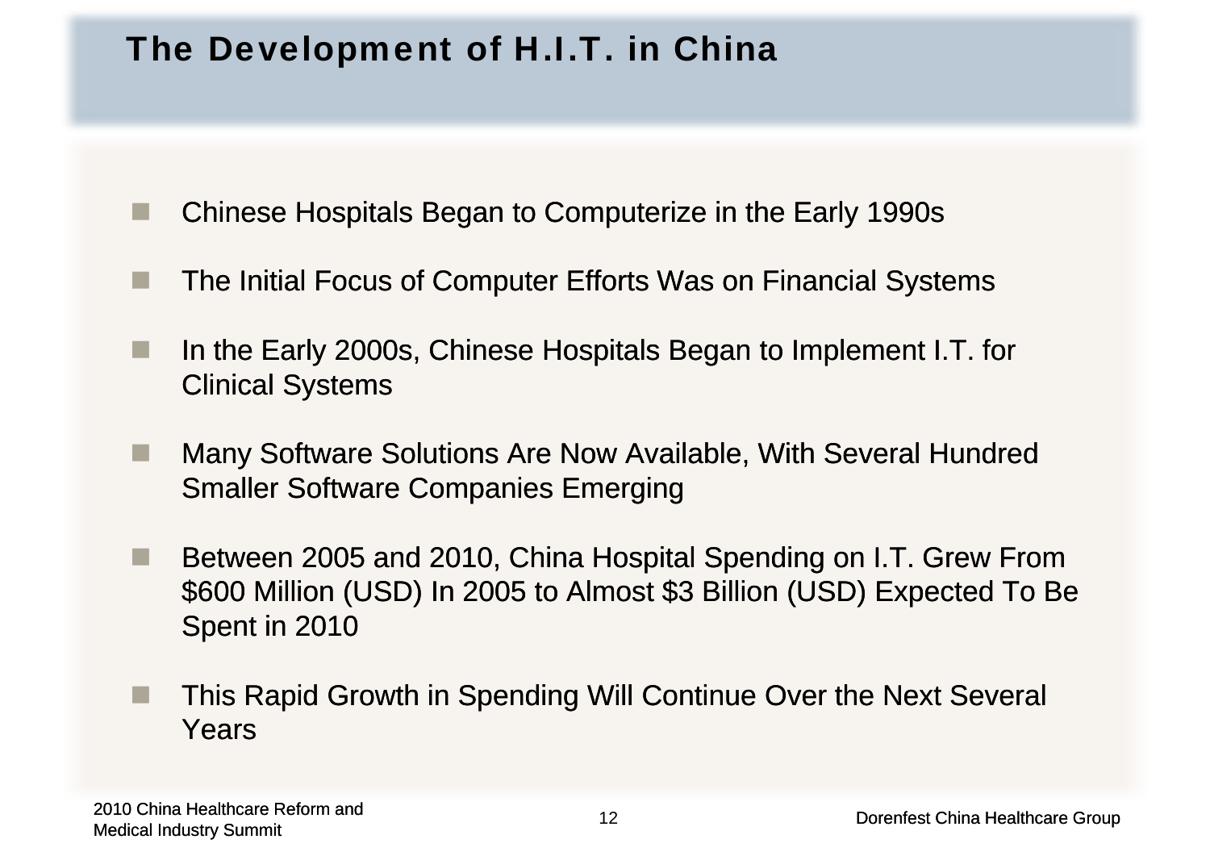# The Development of H.I.T. in China

- Chinese Hospitals Began to Computerize in the Early 1990s
- The Initial Focus of Computer Efforts Was on Financial Systems
- In the Early 2000s, Chinese Hospitals Began to Implement I.T. for Clinical Systems
- Many Software Solutions Are Now Available, With Several Hundred Smaller Software Companies Emerging
- Between 2005 and 2010, China Hospital Spending on I.T. Grew From $600 Million (USD) In 2005 to Almost $3 Billion (USD) Expected To Be Spent in 2010
- This Rapid Growth in Spending Will Continue Over the Next Several Years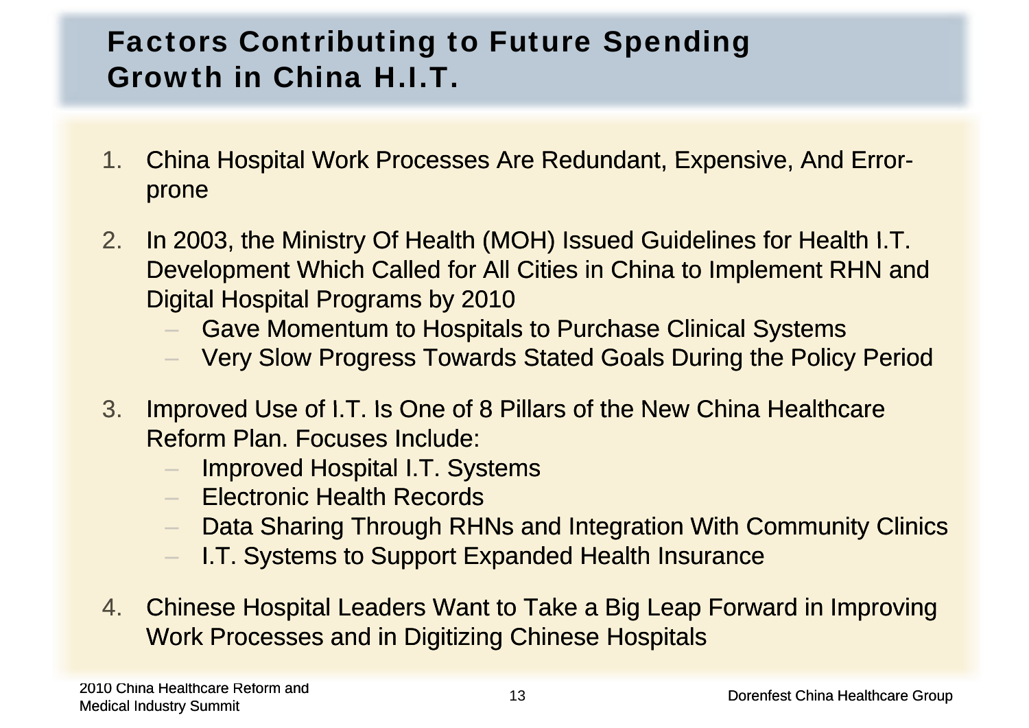# Factors Contributing to Future Spending Growth in China H.I.T.

1. China Hospital Work Processes Are Redundant, Expensive, And Error-prone

2. In 2003, the Ministry Of Health (MOH) Issued Guidelines for Health I.T. Development Which Called for All Cities in China to Implement RHN and Digital Hospital Programs by 2010
   - Gave Momentum to Hospitals to Purchase Clinical Systems
   - Very Slow Progress Towards Stated Goals During the Policy Period

3. Improved Use of I.T. Is One of 8 Pillars of the New China Healthcare Reform Plan. Focuses Include:
   - Improved Hospital I.T. Systems
   - Electronic Health Records
   - Data Sharing Through RHNs and Integration With Community Clinics
   - I.T. Systems to Support Expanded Health Insurance

4. Chinese Hospital Leaders Want to Take a Big Leap Forward in Improving Work Processes and in Digitizing Chinese Hospitals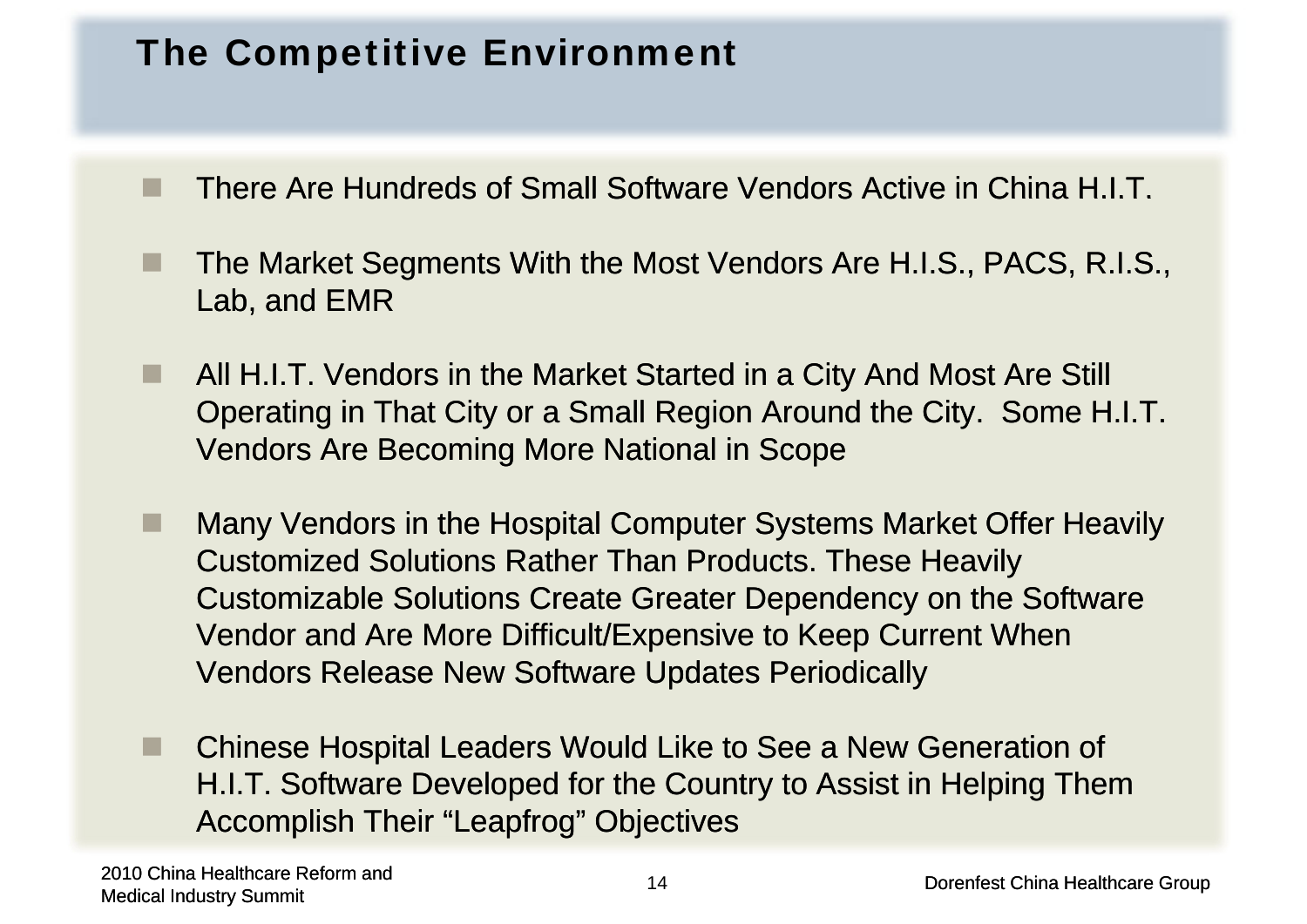# The Competitive Environment

- There Are Hundreds of Small Software Vendors Active in China H.I.T.
- The Market Segments With the Most Vendors Are H.I.S., PACS, R.I.S., Lab, and EMR
- All H.I.T. Vendors in the Market Started in a City And Most Are Still Operating in That City or a Small Region Around the City. Some H.I.T. Vendors Are Becoming More National in Scope
- Many Vendors in the Hospital Computer Systems Market Offer Heavily Customized Solutions Rather Than Products. These Heavily Customizable Solutions Create Greater Dependency on the Software Vendor and Are More Difficult/Expensive to Keep Current When Vendors Release New Software Updates Periodically
- Chinese Hospital Leaders Would Like to See a New Generation of H.I.T. Software Developed for the Country to Assist in Helping Them Accomplish Their “Leapfrog” Objectives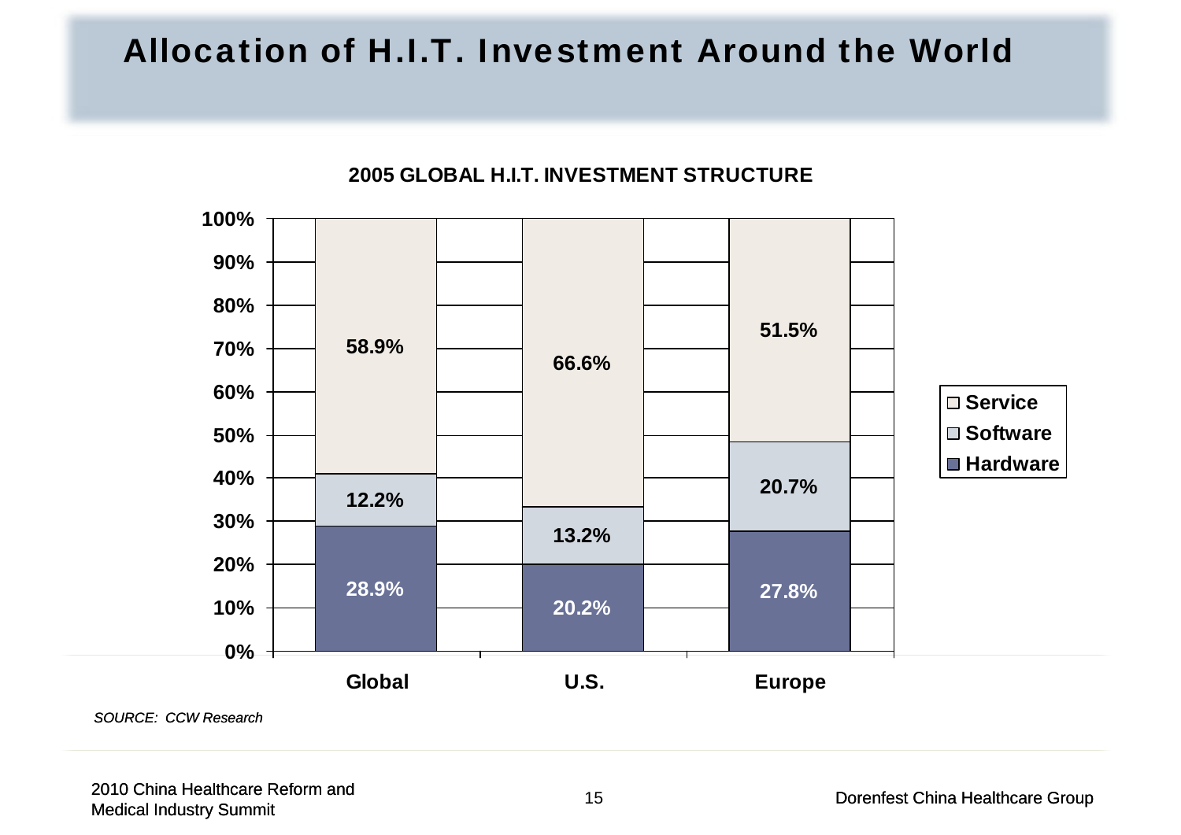# Allocation of H.I.T. Investment Around the World

**2005 GLOBAL H.I.T. INVESTMENT STRUCTURE**

| | Global | U.S. | Europe |
|---|---|---|---|
| Service | 58.9% | 66.6% | 51.5% |
| Software | 12.2% | 13.2% | 20.7% |
| Hardware | 28.9% | 20.2% | 27.8% |

*SOURCE: CCW Research*

2010 China Healthcare Reform and Medical Industry Summit

Dorenfest China Healthcare Group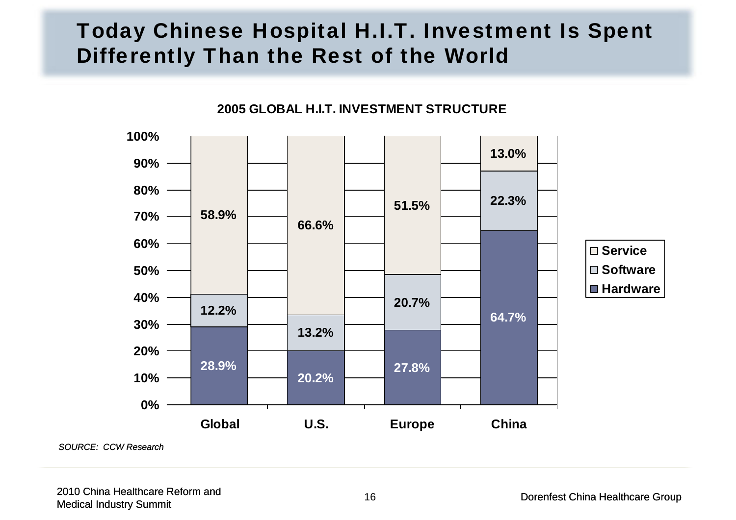# Today Chinese Hospital H.I.T. Investment Is Spent Differently Than the Rest of the World

**2005 GLOBAL H.I.T. INVESTMENT STRUCTURE**

| | Global | U.S. | Europe | China |
|---|---|---|---|---|
| Service | 58.9% | 66.6% | 51.5% | 13.0% |
| Software | 12.2% | 13.2% | 20.7% | 22.3% |
| Hardware | 28.9% | 20.2% | 27.8% | 64.7% |

*SOURCE: CCW Research*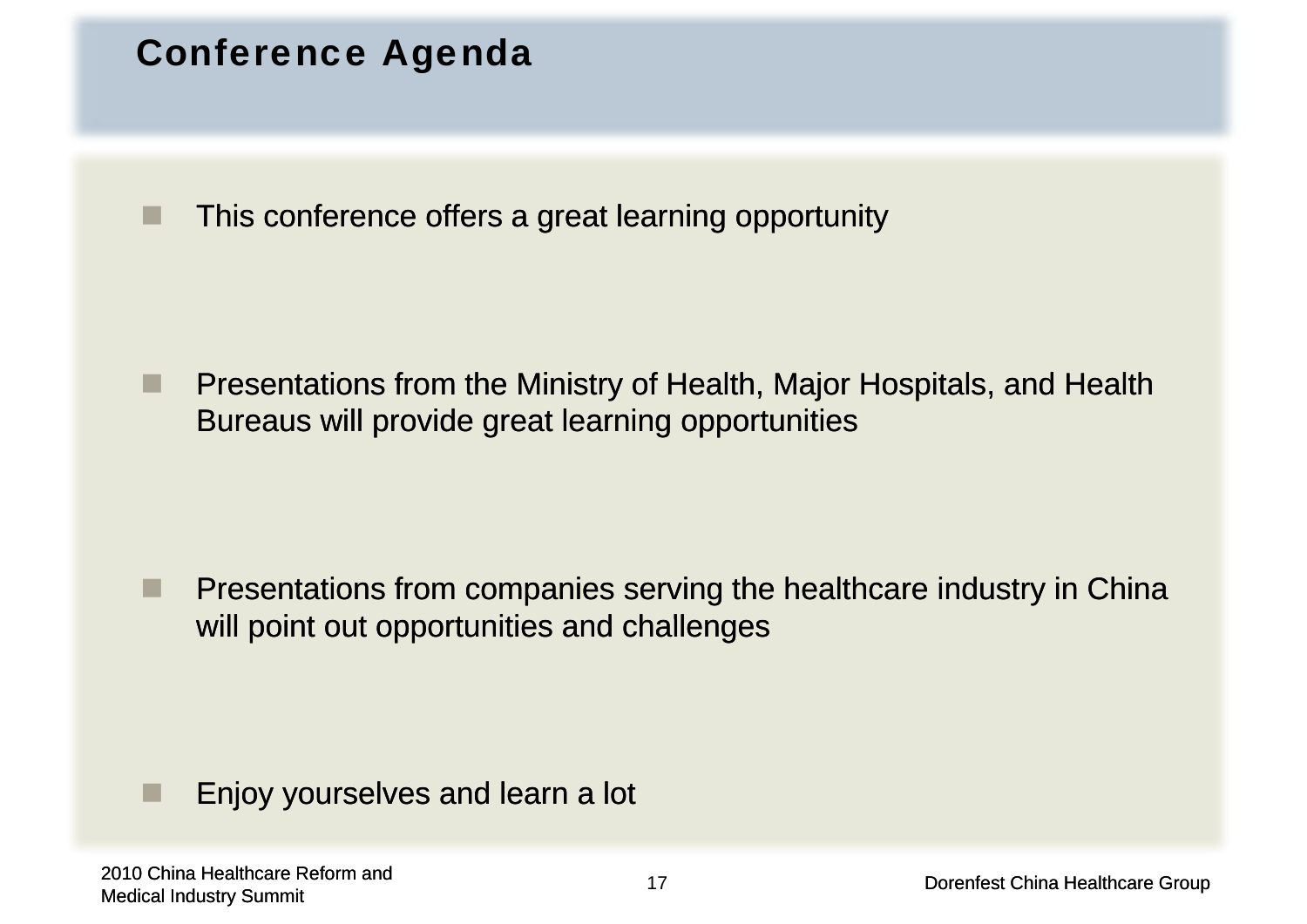# Conference Agenda

- This conference offers a great learning opportunity
- Presentations from the Ministry of Health, Major Hospitals, and Health Bureaus will provide great learning opportunities
- Presentations from companies serving the healthcare industry in China will point out opportunities and challenges
- Enjoy yourselves and learn a lot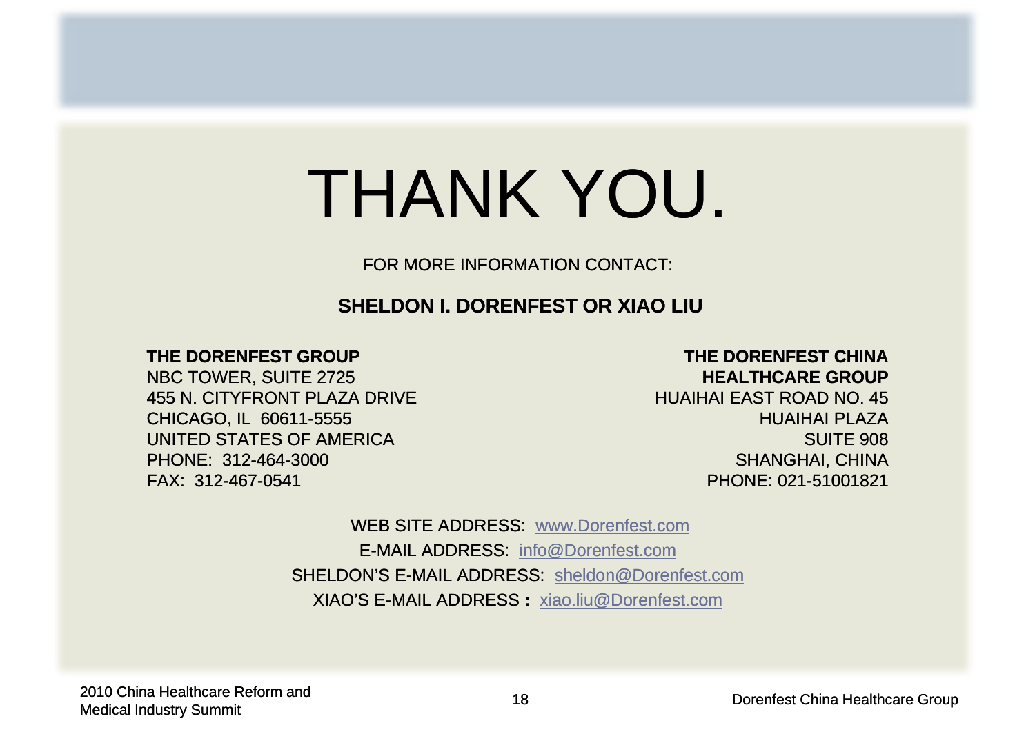# THANK YOU.

FOR MORE INFORMATION CONTACT:

**SHELDON I. DORENFEST OR XIAO LIU**

**THE DORENFEST GROUP**
NBC TOWER, SUITE 2725
455 N. CITYFRONT PLAZA DRIVE
CHICAGO, IL 60611-5555
UNITED STATES OF AMERICA
PHONE: 312-464-3000
FAX: 312-467-0541

**THE DORENFEST CHINA HEALTHCARE GROUP**
HUAIHAI EAST ROAD NO. 45
HUAIHAI PLAZA
SUITE 908
SHANGHAI, CHINA
PHONE: 021-51001821

WEB SITE ADDRESS: www.Dorenfest.com
E-MAIL ADDRESS: info@Dorenfest.com
SHELDON'S E-MAIL ADDRESS: sheldon@Dorenfest.com
XIAO'S E-MAIL ADDRESS **:** xiao.liu@Dorenfest.com